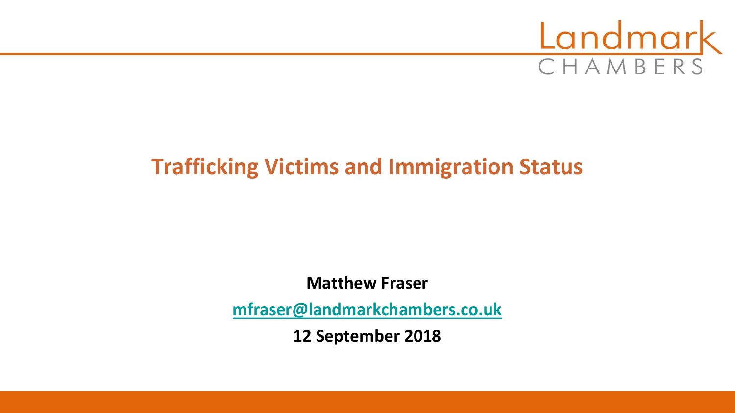Landmark
CHAMBERS

# Trafficking Victims and Immigration Status

**Matthew Fraser**

mfraser@landmarkchambers.co.uk

**12 September 2018**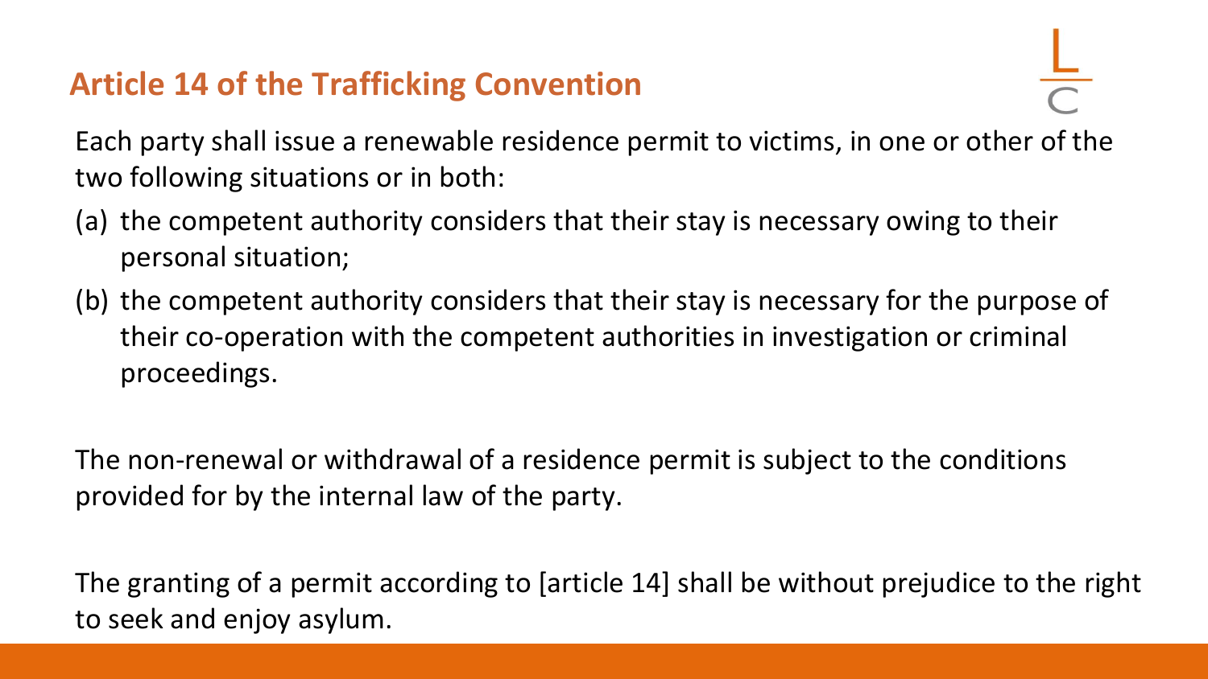## Article 14 of the Trafficking Convention

Each party shall issue a renewable residence permit to victims, in one or other of the two following situations or in both:

(a) the competent authority considers that their stay is necessary owing to their personal situation;

(b) the competent authority considers that their stay is necessary for the purpose of their co-operation with the competent authorities in investigation or criminal proceedings.

The non-renewal or withdrawal of a residence permit is subject to the conditions provided for by the internal law of the party.

The granting of a permit according to [article 14] shall be without prejudice to the right to seek and enjoy asylum.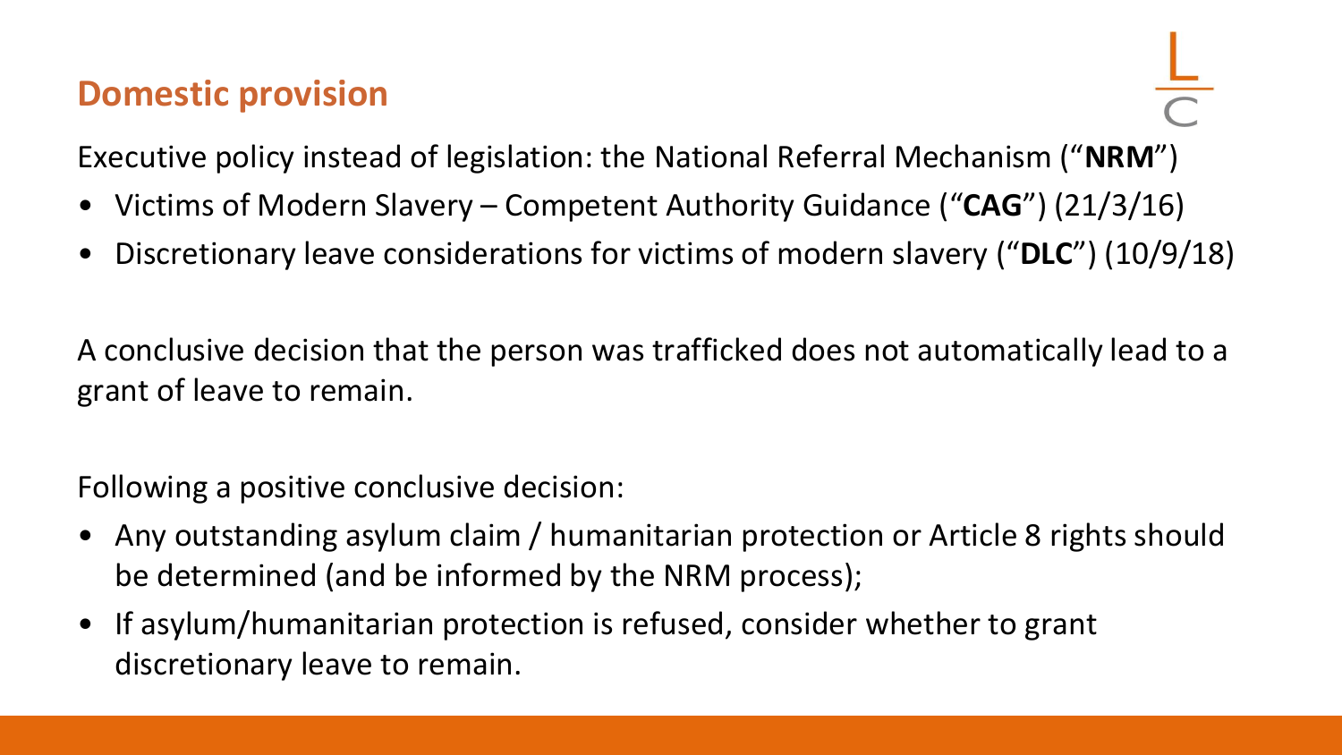## Domestic provision

Executive policy instead of legislation: the National Referral Mechanism ("**NRM**")

- Victims of Modern Slavery – Competent Authority Guidance ("**CAG**") (21/3/16)
- Discretionary leave considerations for victims of modern slavery ("**DLC**") (10/9/18)

A conclusive decision that the person was trafficked does not automatically lead to a grant of leave to remain.

Following a positive conclusive decision:

- Any outstanding asylum claim / humanitarian protection or Article 8 rights should be determined (and be informed by the NRM process);
- If asylum/humanitarian protection is refused, consider whether to grant discretionary leave to remain.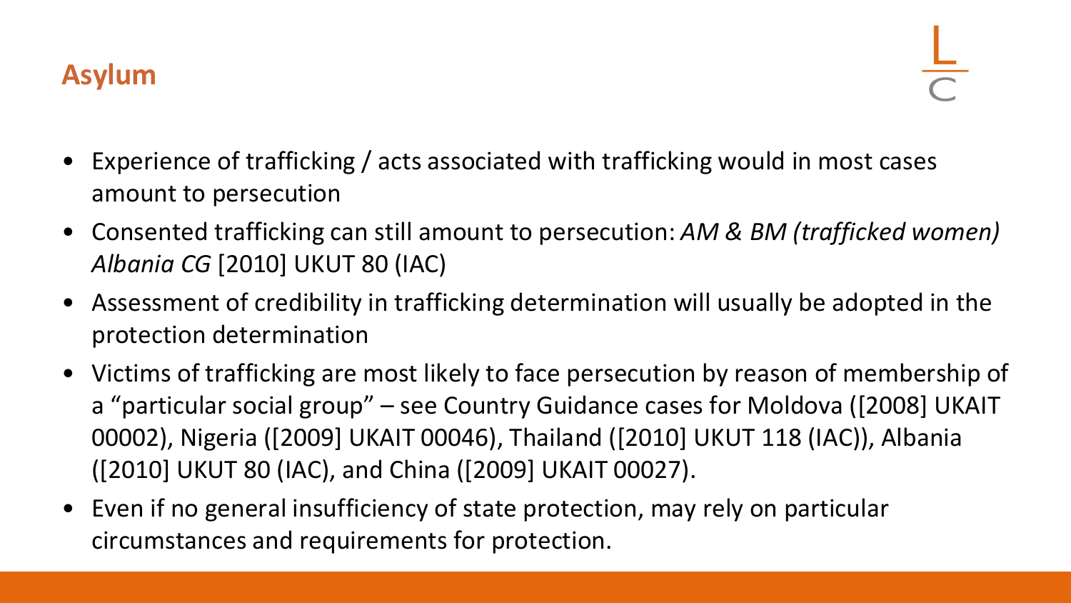## Asylum

- Experience of trafficking / acts associated with trafficking would in most cases amount to persecution
- Consented trafficking can still amount to persecution: *AM & BM (trafficked women) Albania CG* [2010] UKUT 80 (IAC)
- Assessment of credibility in trafficking determination will usually be adopted in the protection determination
- Victims of trafficking are most likely to face persecution by reason of membership of a "particular social group" – see Country Guidance cases for Moldova ([2008] UKAIT 00002), Nigeria ([2009] UKAIT 00046), Thailand ([2010] UKUT 118 (IAC)), Albania ([2010] UKUT 80 (IAC), and China ([2009] UKAIT 00027).
- Even if no general insufficiency of state protection, may rely on particular circumstances and requirements for protection.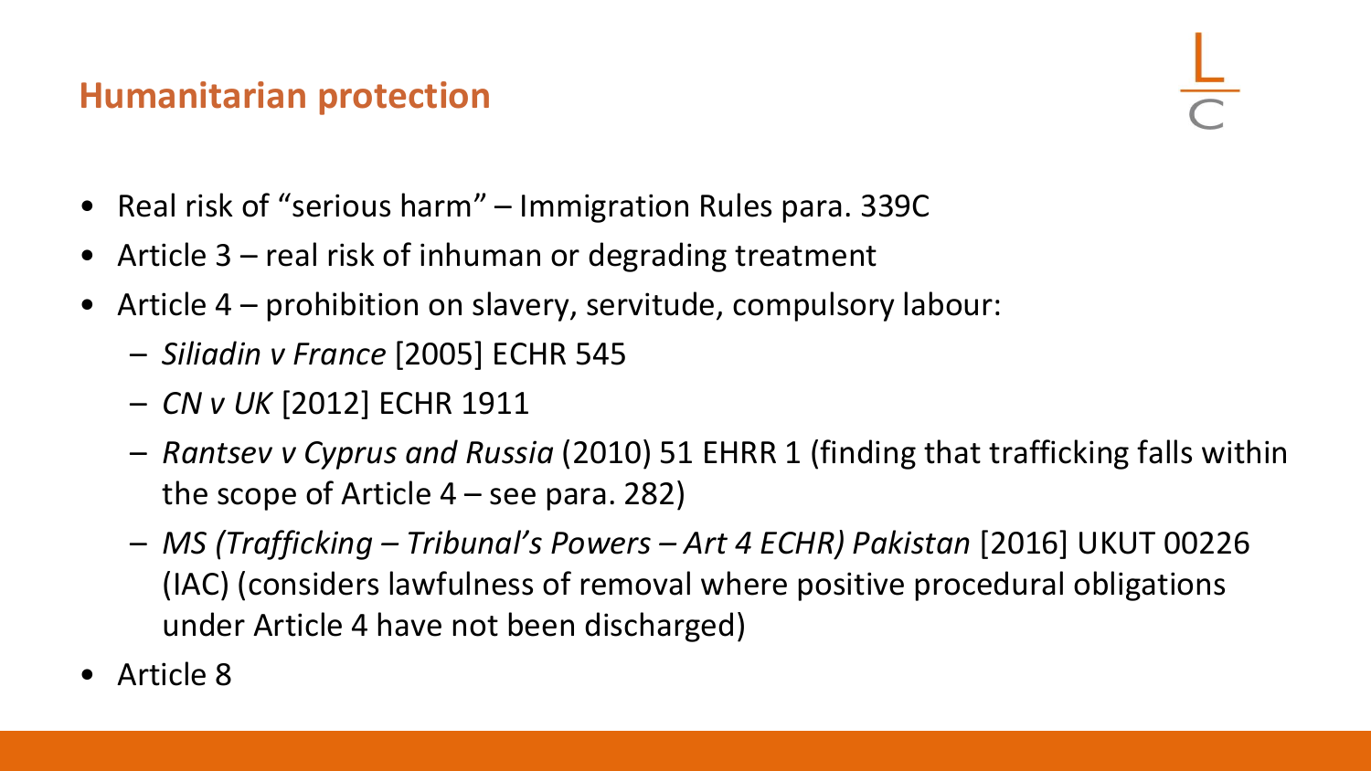## Humanitarian protection

- Real risk of "serious harm" – Immigration Rules para. 339C
- Article 3 – real risk of inhuman or degrading treatment
- Article 4 – prohibition on slavery, servitude, compulsory labour:
  - *Siliadin v France* [2005] ECHR 545
  - *CN v UK* [2012] ECHR 1911
  - *Rantsev v Cyprus and Russia* (2010) 51 EHRR 1 (finding that trafficking falls within the scope of Article 4 – see para. 282)
  - *MS (Trafficking – Tribunal's Powers – Art 4 ECHR) Pakistan* [2016] UKUT 00226 (IAC) (considers lawfulness of removal where positive procedural obligations under Article 4 have not been discharged)
- Article 8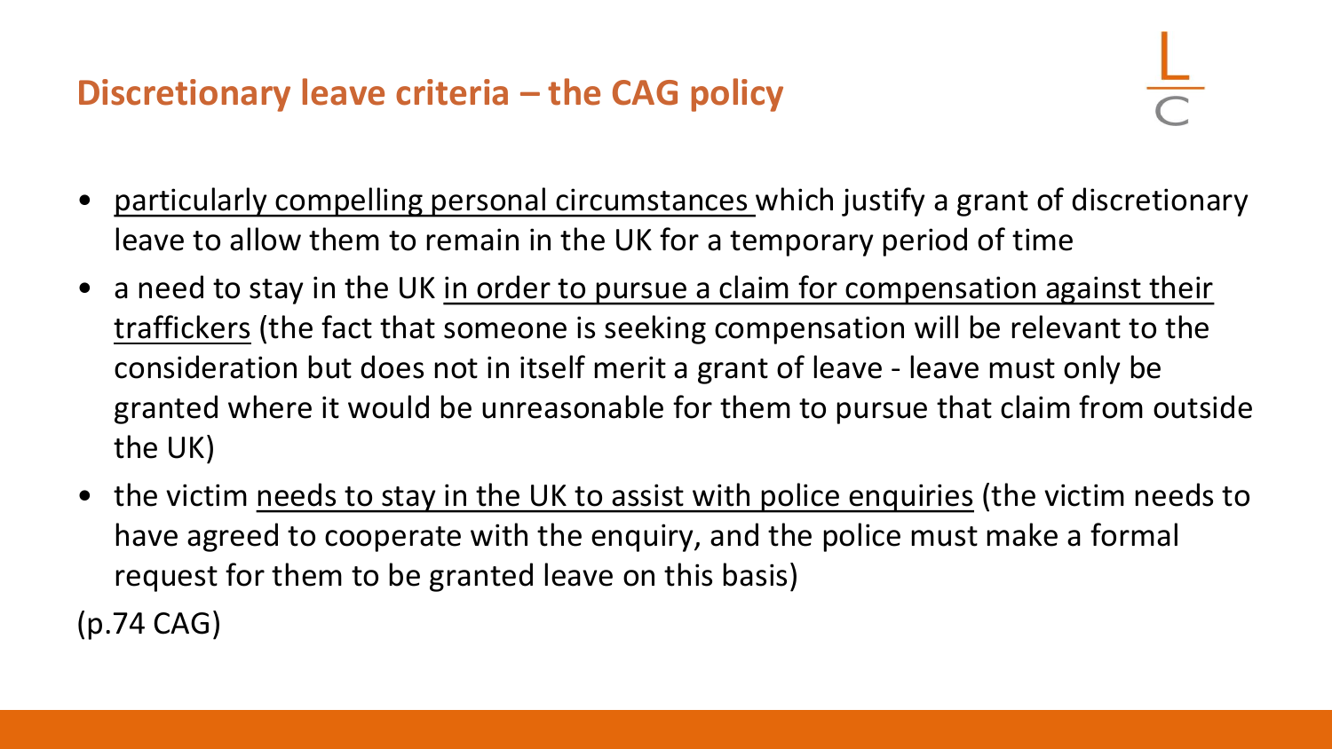## Discretionary leave criteria – the CAG policy

- particularly compelling personal circumstances which justify a grant of discretionary leave to allow them to remain in the UK for a temporary period of time
- a need to stay in the UK in order to pursue a claim for compensation against their traffickers (the fact that someone is seeking compensation will be relevant to the consideration but does not in itself merit a grant of leave - leave must only be granted where it would be unreasonable for them to pursue that claim from outside the UK)
- the victim needs to stay in the UK to assist with police enquiries (the victim needs to have agreed to cooperate with the enquiry, and the police must make a formal request for them to be granted leave on this basis)

(p.74 CAG)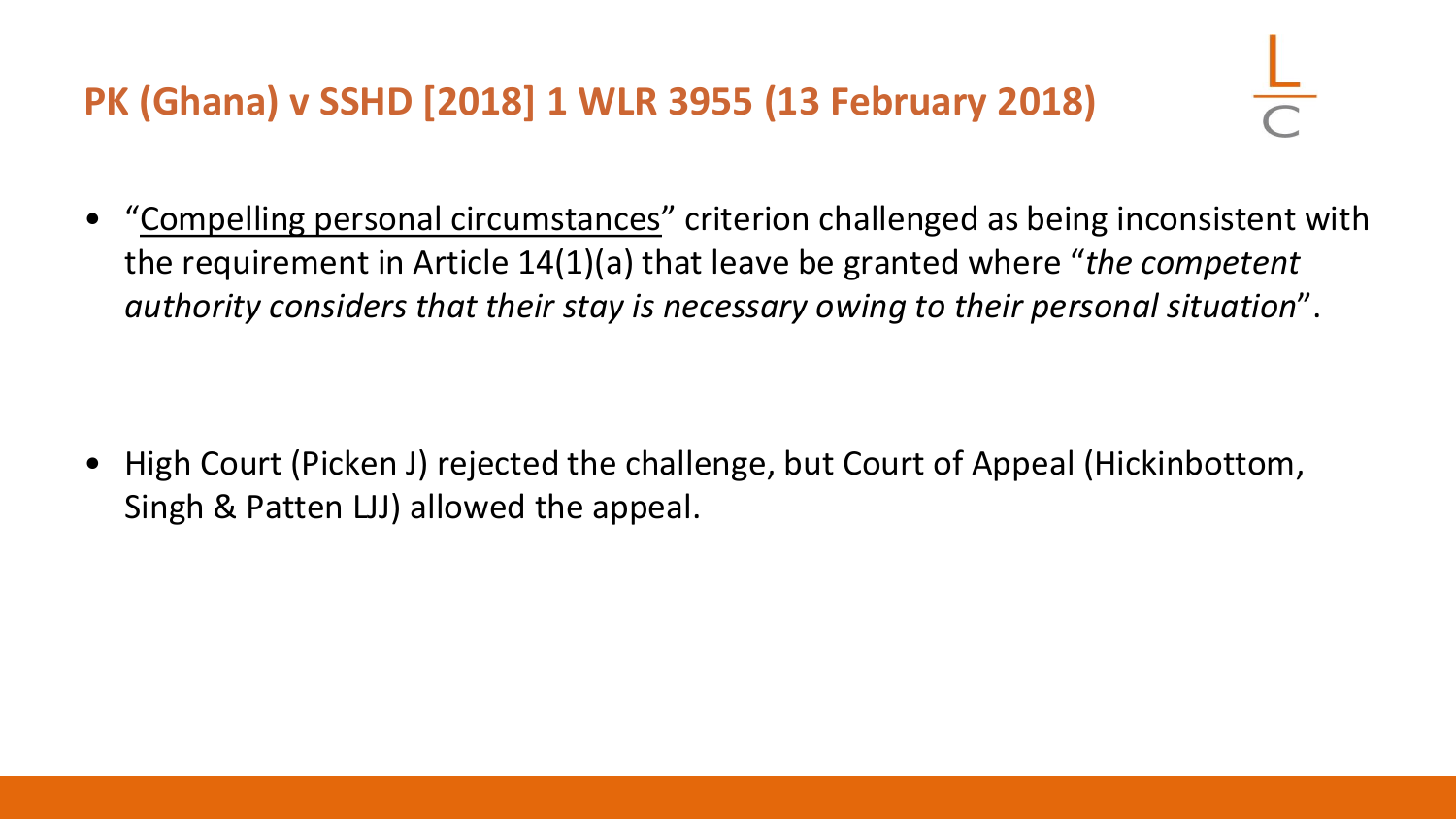## PK (Ghana) v SSHD [2018] 1 WLR 3955 (13 February 2018)

- "<u>Compelling personal circumstances</u>" criterion challenged as being inconsistent with the requirement in Article 14(1)(a) that leave be granted where "*the competent authority considers that their stay is necessary owing to their personal situation*".

- High Court (Picken J) rejected the challenge, but Court of Appeal (Hickinbottom, Singh & Patten LJJ) allowed the appeal.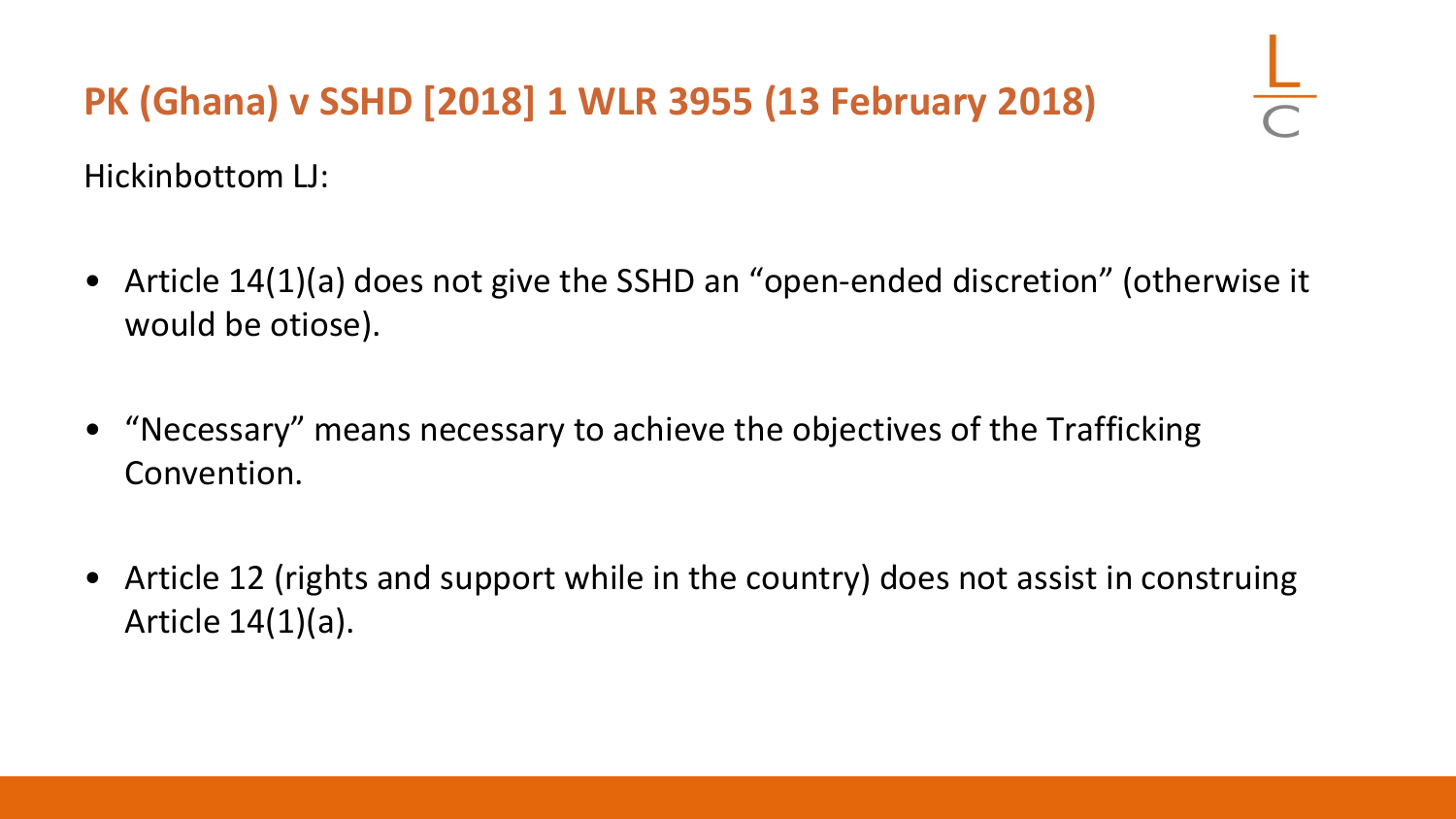## PK (Ghana) v SSHD [2018] 1 WLR 3955 (13 February 2018)

Hickinbottom LJ:

- Article 14(1)(a) does not give the SSHD an "open-ended discretion" (otherwise it would be otiose).
- "Necessary" means necessary to achieve the objectives of the Trafficking Convention.
- Article 12 (rights and support while in the country) does not assist in construing Article 14(1)(a).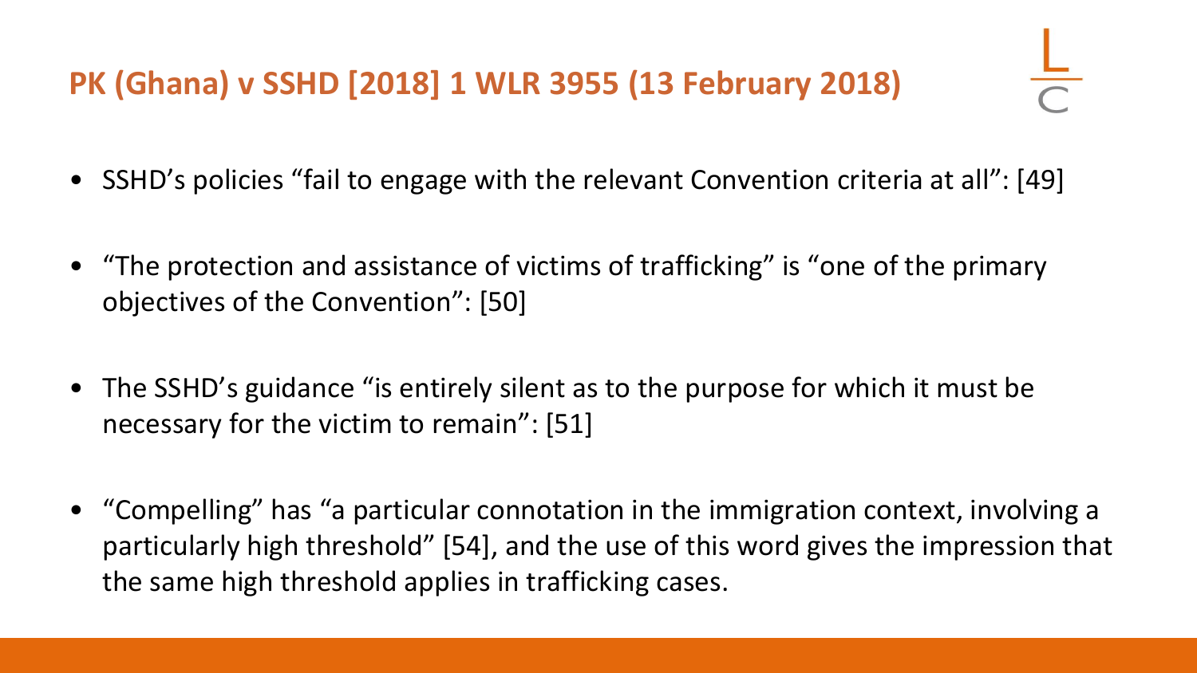## PK (Ghana) v SSHD [2018] 1 WLR 3955 (13 February 2018)

- SSHD's policies "fail to engage with the relevant Convention criteria at all": [49]
- "The protection and assistance of victims of trafficking" is "one of the primary objectives of the Convention": [50]
- The SSHD's guidance "is entirely silent as to the purpose for which it must be necessary for the victim to remain": [51]
- "Compelling" has "a particular connotation in the immigration context, involving a particularly high threshold" [54], and the use of this word gives the impression that the same high threshold applies in trafficking cases.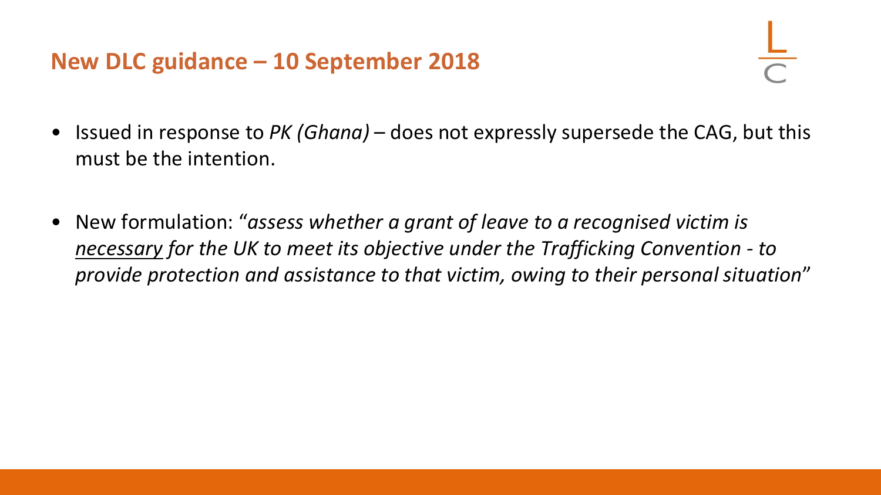## New DLC guidance – 10 September 2018

- Issued in response to *PK (Ghana)* – does not expressly supersede the CAG, but this must be the intention.
- New formulation: "*assess whether a grant of leave to a recognised victim is <u>necessary</u> for the UK to meet its objective under the Trafficking Convention - to provide protection and assistance to that victim, owing to their personal situation*"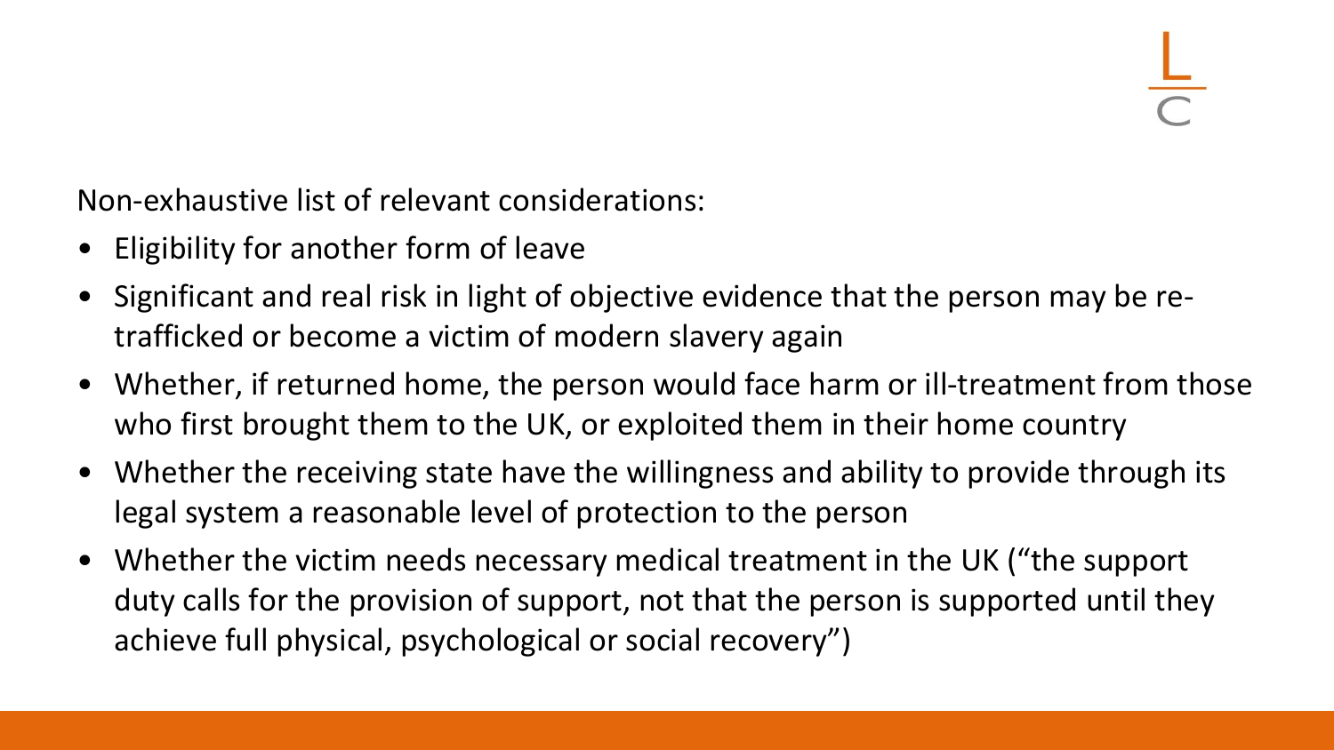Non-exhaustive list of relevant considerations:

- Eligibility for another form of leave
- Significant and real risk in light of objective evidence that the person may be re-trafficked or become a victim of modern slavery again
- Whether, if returned home, the person would face harm or ill-treatment from those who first brought them to the UK, or exploited them in their home country
- Whether the receiving state have the willingness and ability to provide through its legal system a reasonable level of protection to the person
- Whether the victim needs necessary medical treatment in the UK ("the support duty calls for the provision of support, not that the person is supported until they achieve full physical, psychological or social recovery")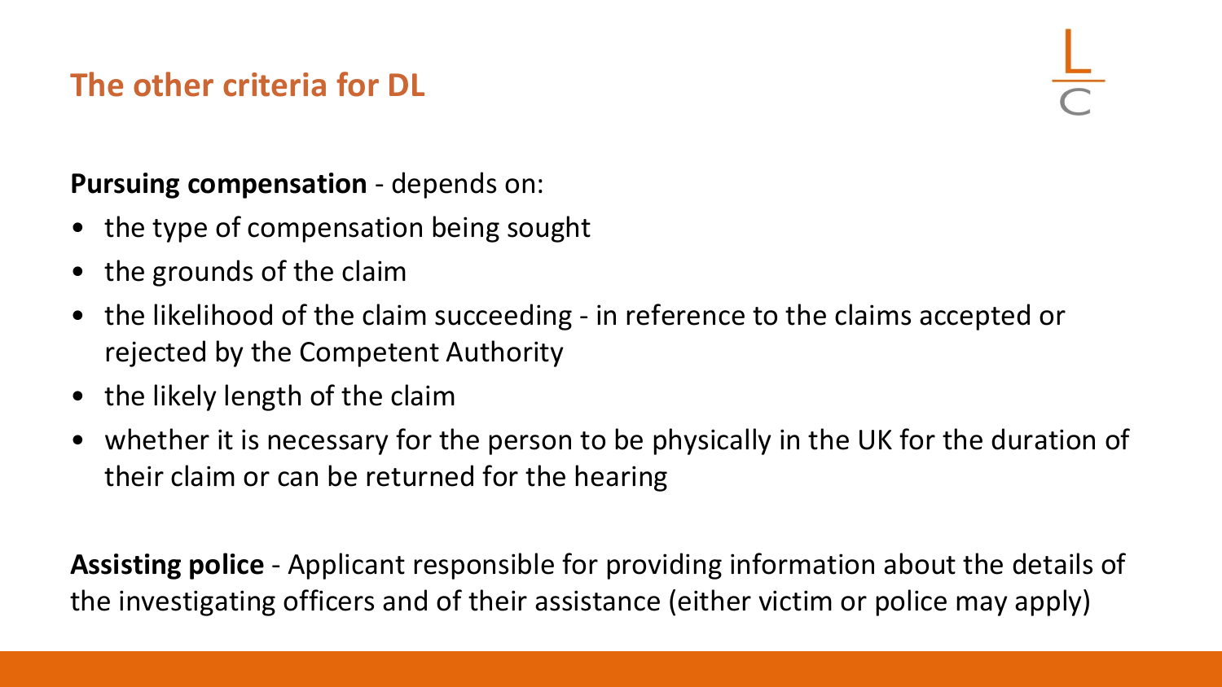## The other criteria for DL

**Pursuing compensation** - depends on:

- the type of compensation being sought
- the grounds of the claim
- the likelihood of the claim succeeding - in reference to the claims accepted or rejected by the Competent Authority
- the likely length of the claim
- whether it is necessary for the person to be physically in the UK for the duration of their claim or can be returned for the hearing

**Assisting police** - Applicant responsible for providing information about the details of the investigating officers and of their assistance (either victim or police may apply)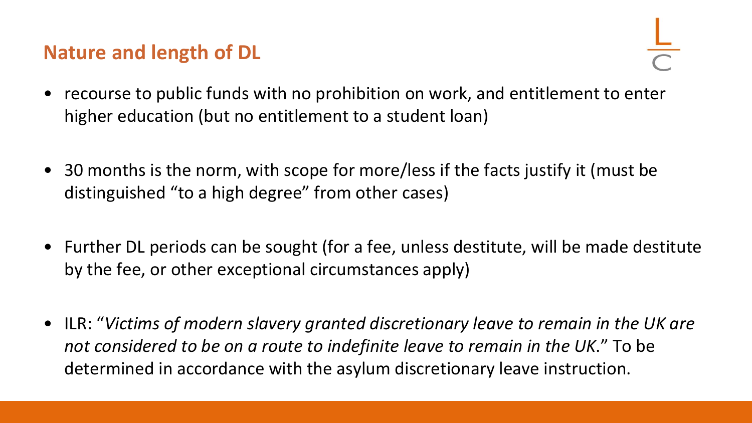## Nature and length of DL

- recourse to public funds with no prohibition on work, and entitlement to enter higher education (but no entitlement to a student loan)
- 30 months is the norm, with scope for more/less if the facts justify it (must be distinguished "to a high degree" from other cases)
- Further DL periods can be sought (for a fee, unless destitute, will be made destitute by the fee, or other exceptional circumstances apply)
- ILR: "*Victims of modern slavery granted discretionary leave to remain in the UK are not considered to be on a route to indefinite leave to remain in the UK.*" To be determined in accordance with the asylum discretionary leave instruction.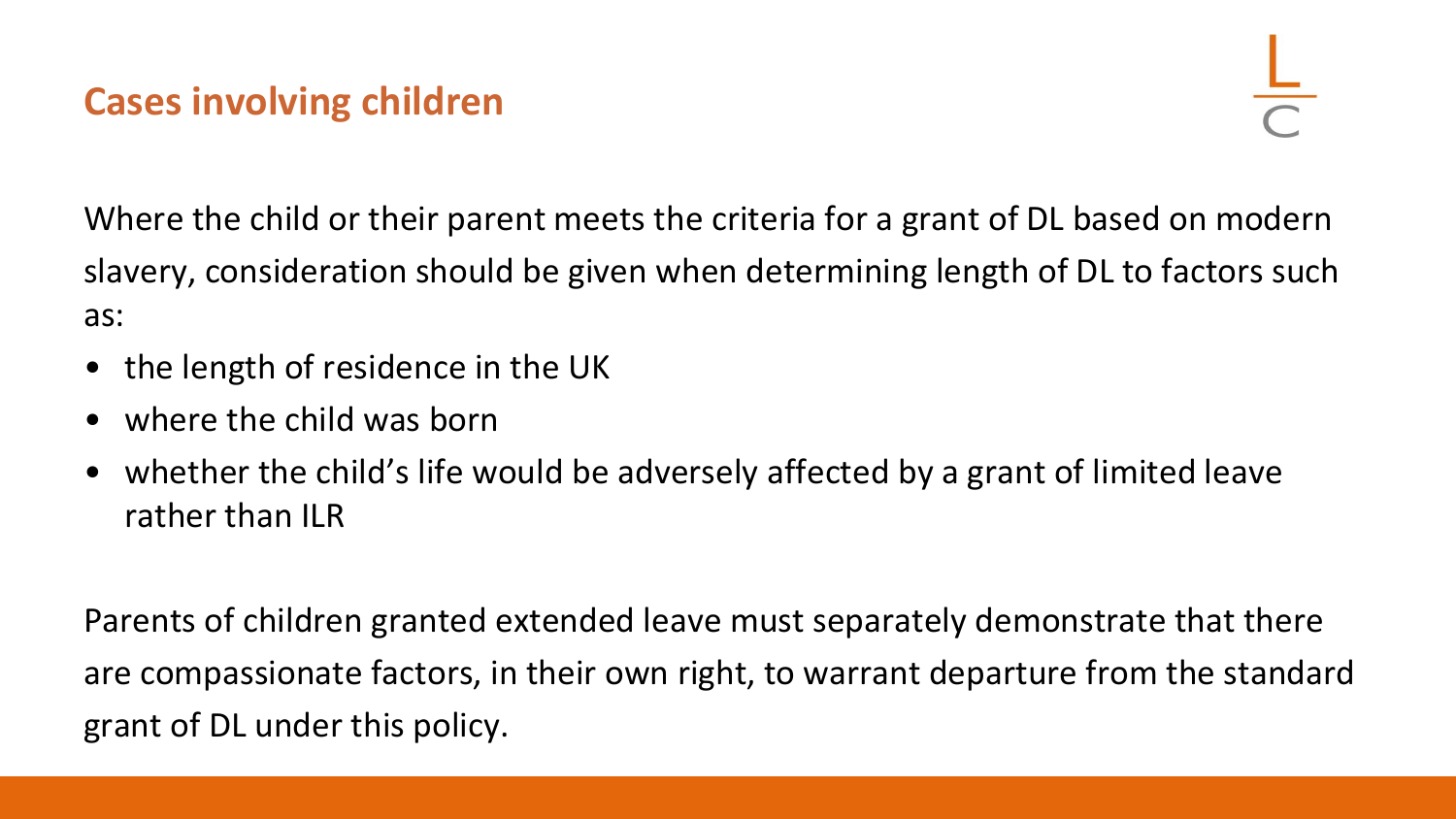## Cases involving children

Where the child or their parent meets the criteria for a grant of DL based on modern slavery, consideration should be given when determining length of DL to factors such as:

- the length of residence in the UK
- where the child was born
- whether the child's life would be adversely affected by a grant of limited leave rather than ILR

Parents of children granted extended leave must separately demonstrate that there are compassionate factors, in their own right, to warrant departure from the standard grant of DL under this policy.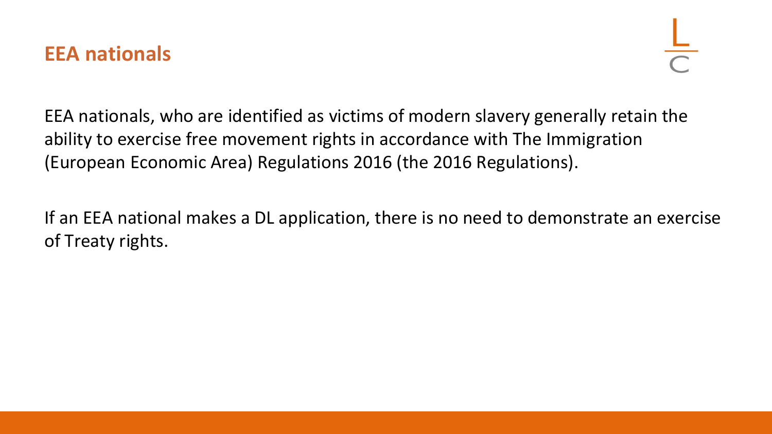## EEA nationals

EEA nationals, who are identified as victims of modern slavery generally retain the ability to exercise free movement rights in accordance with The Immigration (European Economic Area) Regulations 2016 (the 2016 Regulations).

If an EEA national makes a DL application, there is no need to demonstrate an exercise of Treaty rights.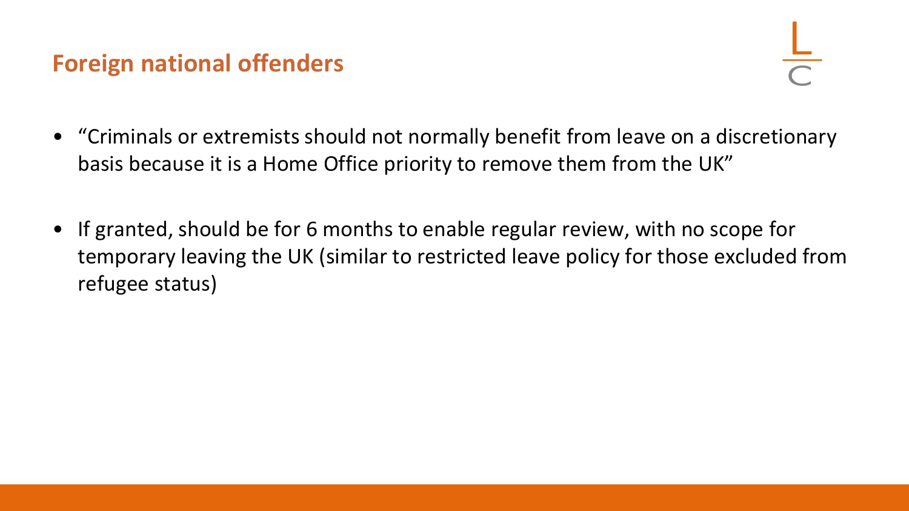## Foreign national offenders

- "Criminals or extremists should not normally benefit from leave on a discretionary basis because it is a Home Office priority to remove them from the UK"
- If granted, should be for 6 months to enable regular review, with no scope for temporary leaving the UK (similar to restricted leave policy for those excluded from refugee status)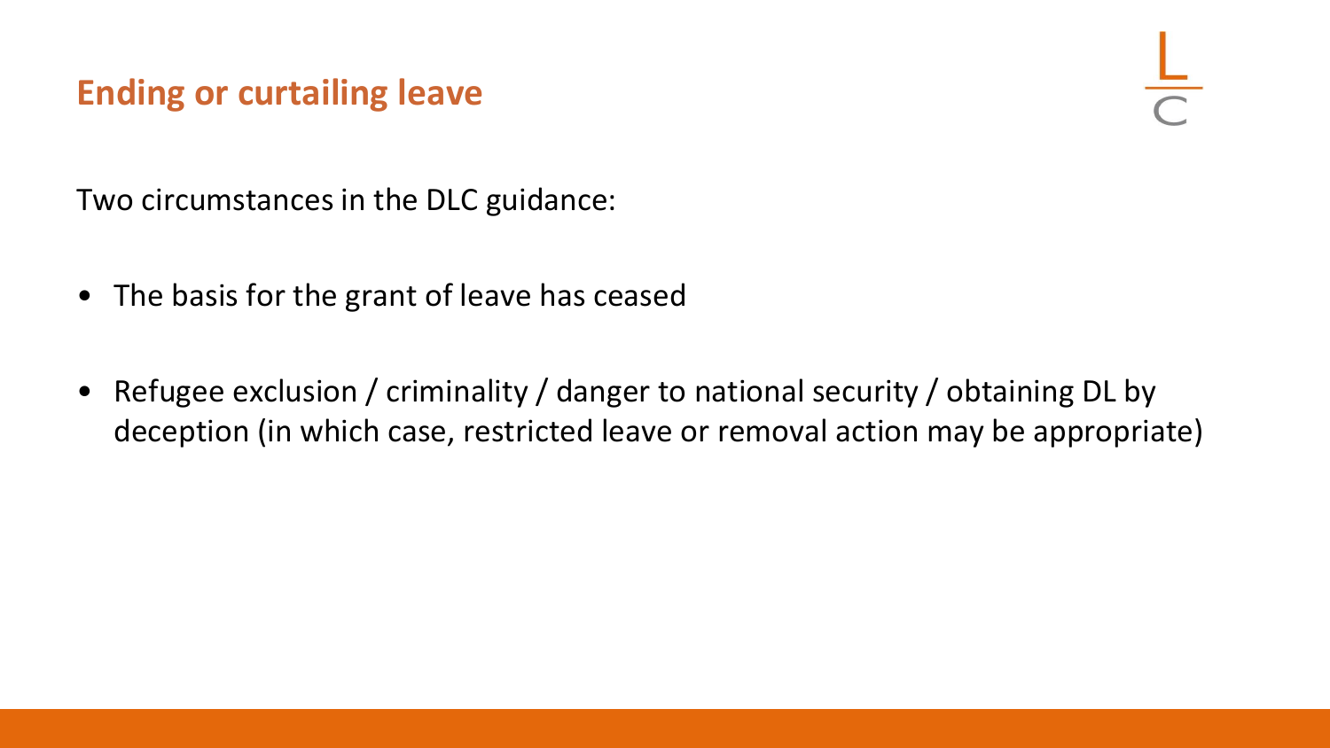## Ending or curtailing leave

Two circumstances in the DLC guidance:

- The basis for the grant of leave has ceased
- Refugee exclusion / criminality / danger to national security / obtaining DL by deception (in which case, restricted leave or removal action may be appropriate)